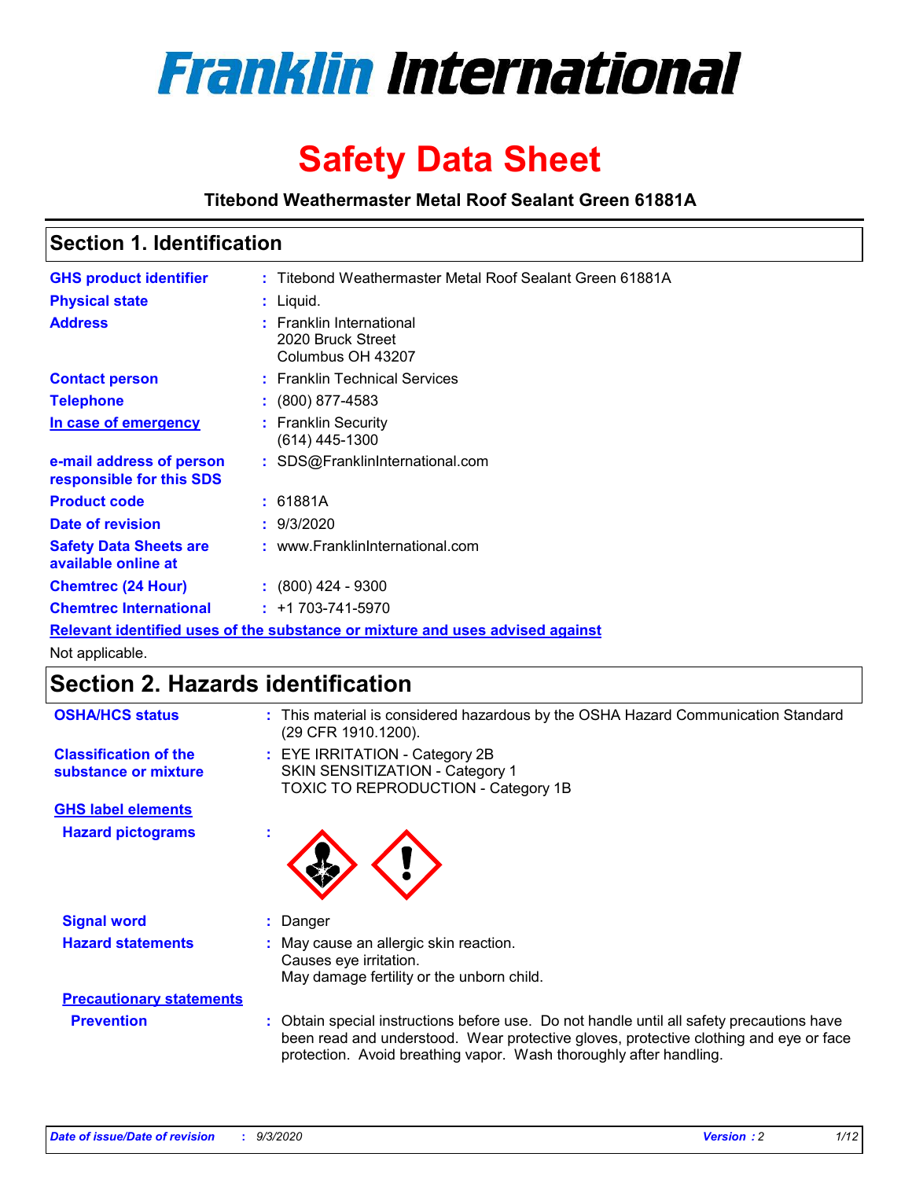# Franklin International

# Safety Data Sheet

**Titebond Weathermaster Metal Roof Sealant Green 61881A**

## Section 1. Identification

| | | |
|---|---|---|
| **GHS product identifier** | : | Titebond Weathermaster Metal Roof Sealant Green 61881A |
| **Physical state** | : | Liquid. |
| **Address** | : | Franklin International<br>2020 Bruck Street<br>Columbus OH 43207 |
| **Contact person** | : | Franklin Technical Services |
| **Telephone** | : | (800) 877-4583 |
| **In case of emergency** | : | Franklin Security<br>(614) 445-1300 |
| **e-mail address of person responsible for this SDS** | : | SDS@FranklinInternational.com |
| **Product code** | : | 61881A |
| **Date of revision** | : | 9/3/2020 |
| **Safety Data Sheets are available online at** | : | www.FranklinInternational.com |
| **Chemtrec (24 Hour)** | : | (800) 424 - 9300 |
| **Chemtrec International** | : | +1 703-741-5970 |

**Relevant identified uses of the substance or mixture and uses advised against**

Not applicable.

## Section 2. Hazards identification

| | | |
|---|---|---|
| **OSHA/HCS status** | : | This material is considered hazardous by the OSHA Hazard Communication Standard (29 CFR 1910.1200). |
| **Classification of the substance or mixture** | : | EYE IRRITATION - Category 2B<br>SKIN SENSITIZATION - Category 1<br>TOXIC TO REPRODUCTION - Category 1B |

**GHS label elements**

**Hazard pictograms** :

| | | |
|---|---|---|
| **Signal word** | : | Danger |
| **Hazard statements** | : | May cause an allergic skin reaction.<br>Causes eye irritation.<br>May damage fertility or the unborn child. |

**Precautionary statements**

| | | |
|---|---|---|
| **Prevention** | : | Obtain special instructions before use. Do not handle until all safety precautions have been read and understood. Wear protective gloves, protective clothing and eye or face protection. Avoid breathing vapor. Wash thoroughly after handling. |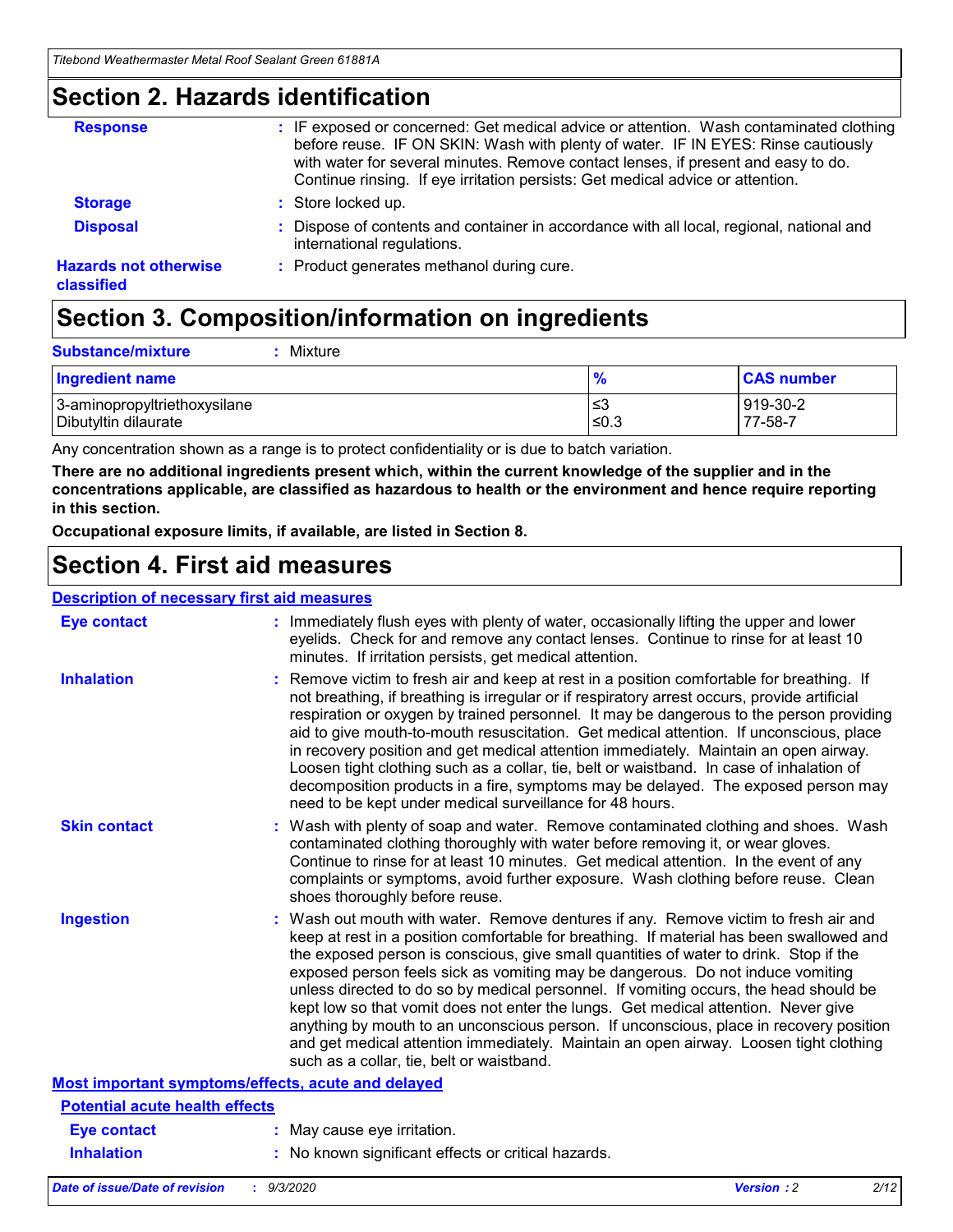## Section 2. Hazards identification

**Response** : IF exposed or concerned: Get medical advice or attention. Wash contaminated clothing before reuse. IF ON SKIN: Wash with plenty of water. IF IN EYES: Rinse cautiously with water for several minutes. Remove contact lenses, if present and easy to do. Continue rinsing. If eye irritation persists: Get medical advice or attention.

**Storage** : Store locked up.

**Disposal** : Dispose of contents and container in accordance with all local, regional, national and international regulations.

**Hazards not otherwise classified** : Product generates methanol during cure.

## Section 3. Composition/information on ingredients

**Substance/mixture** : Mixture

| Ingredient name | % | CAS number |
|---|---|---|
| 3-aminopropyltriethoxysilane | ≤3 | 919-30-2 |
| Dibutyltin dilaurate | ≤0.3 | 77-58-7 |

Any concentration shown as a range is to protect confidentiality or is due to batch variation.

**There are no additional ingredients present which, within the current knowledge of the supplier and in the concentrations applicable, are classified as hazardous to health or the environment and hence require reporting in this section.**

**Occupational exposure limits, if available, are listed in Section 8.**

## Section 4. First aid measures

### Description of necessary first aid measures

**Eye contact** : Immediately flush eyes with plenty of water, occasionally lifting the upper and lower eyelids. Check for and remove any contact lenses. Continue to rinse for at least 10 minutes. If irritation persists, get medical attention.

**Inhalation** : Remove victim to fresh air and keep at rest in a position comfortable for breathing. If not breathing, if breathing is irregular or if respiratory arrest occurs, provide artificial respiration or oxygen by trained personnel. It may be dangerous to the person providing aid to give mouth-to-mouth resuscitation. Get medical attention. If unconscious, place in recovery position and get medical attention immediately. Maintain an open airway. Loosen tight clothing such as a collar, tie, belt or waistband. In case of inhalation of decomposition products in a fire, symptoms may be delayed. The exposed person may need to be kept under medical surveillance for 48 hours.

**Skin contact** : Wash with plenty of soap and water. Remove contaminated clothing and shoes. Wash contaminated clothing thoroughly with water before removing it, or wear gloves. Continue to rinse for at least 10 minutes. Get medical attention. In the event of any complaints or symptoms, avoid further exposure. Wash clothing before reuse. Clean shoes thoroughly before reuse.

**Ingestion** : Wash out mouth with water. Remove dentures if any. Remove victim to fresh air and keep at rest in a position comfortable for breathing. If material has been swallowed and the exposed person is conscious, give small quantities of water to drink. Stop if the exposed person feels sick as vomiting may be dangerous. Do not induce vomiting unless directed to do so by medical personnel. If vomiting occurs, the head should be kept low so that vomit does not enter the lungs. Get medical attention. Never give anything by mouth to an unconscious person. If unconscious, place in recovery position and get medical attention immediately. Maintain an open airway. Loosen tight clothing such as a collar, tie, belt or waistband.

### Most important symptoms/effects, acute and delayed

#### Potential acute health effects

**Eye contact** : May cause eye irritation.

**Inhalation** : No known significant effects or critical hazards.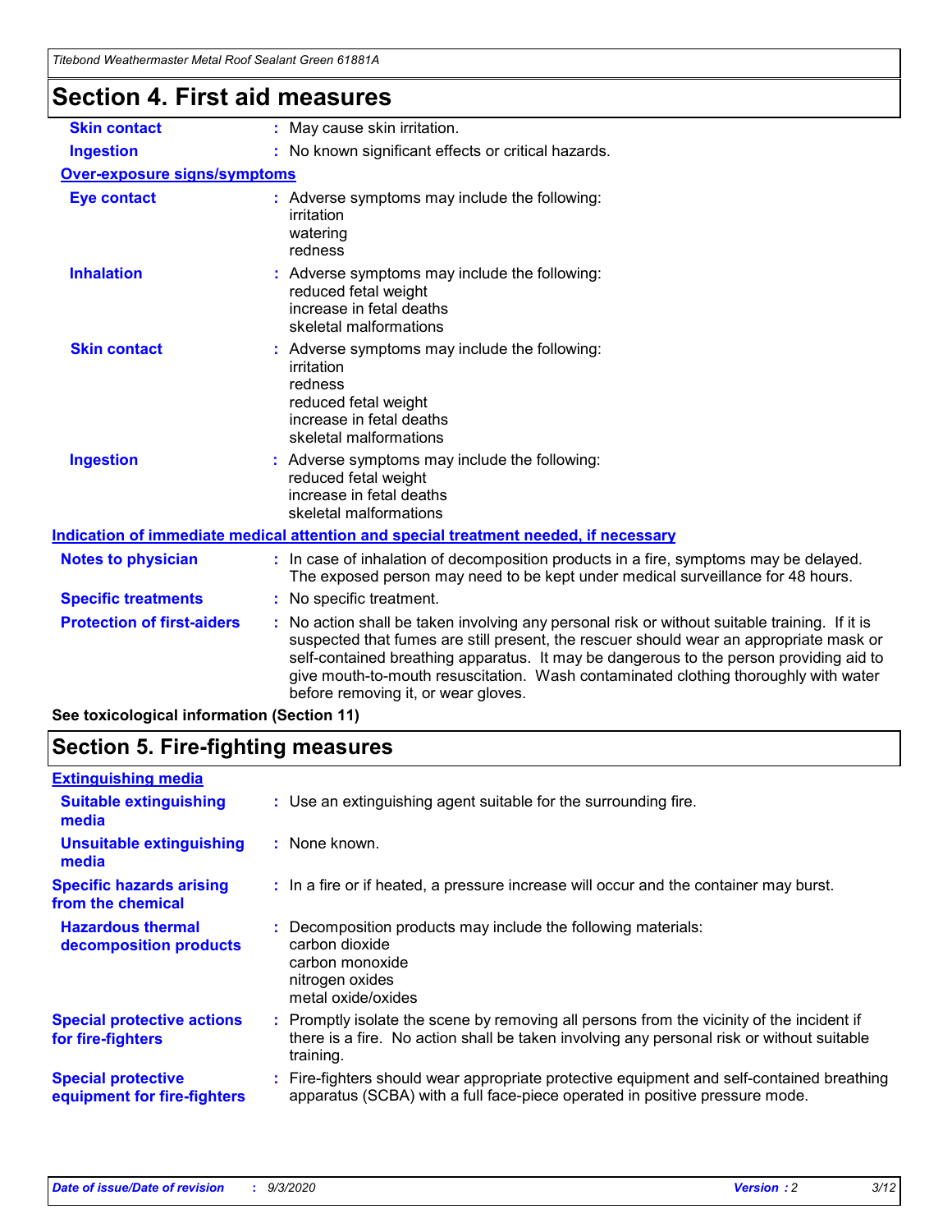# Section 4. First aid measures

| | |
|---|---|
| **Skin contact** | : May cause skin irritation. |
| **Ingestion** | : No known significant effects or critical hazards. |

**Over-exposure signs/symptoms**

| | |
|---|---|
| **Eye contact** | : Adverse symptoms may include the following:<br>irritation<br>watering<br>redness |
| **Inhalation** | : Adverse symptoms may include the following:<br>reduced fetal weight<br>increase in fetal deaths<br>skeletal malformations |
| **Skin contact** | : Adverse symptoms may include the following:<br>irritation<br>redness<br>reduced fetal weight<br>increase in fetal deaths<br>skeletal malformations |
| **Ingestion** | : Adverse symptoms may include the following:<br>reduced fetal weight<br>increase in fetal deaths<br>skeletal malformations |

**Indication of immediate medical attention and special treatment needed, if necessary**

| | |
|---|---|
| **Notes to physician** | : In case of inhalation of decomposition products in a fire, symptoms may be delayed. The exposed person may need to be kept under medical surveillance for 48 hours. |
| **Specific treatments** | : No specific treatment. |
| **Protection of first-aiders** | : No action shall be taken involving any personal risk or without suitable training. If it is suspected that fumes are still present, the rescuer should wear an appropriate mask or self-contained breathing apparatus. It may be dangerous to the person providing aid to give mouth-to-mouth resuscitation. Wash contaminated clothing thoroughly with water before removing it, or wear gloves. |

**See toxicological information (Section 11)**

# Section 5. Fire-fighting measures

**Extinguishing media**

| | |
|---|---|
| **Suitable extinguishing media** | : Use an extinguishing agent suitable for the surrounding fire. |
| **Unsuitable extinguishing media** | : None known. |
| **Specific hazards arising from the chemical** | : In a fire or if heated, a pressure increase will occur and the container may burst. |
| **Hazardous thermal decomposition products** | : Decomposition products may include the following materials:<br>carbon dioxide<br>carbon monoxide<br>nitrogen oxides<br>metal oxide/oxides |
| **Special protective actions for fire-fighters** | : Promptly isolate the scene by removing all persons from the vicinity of the incident if there is a fire. No action shall be taken involving any personal risk or without suitable training. |
| **Special protective equipment for fire-fighters** | : Fire-fighters should wear appropriate protective equipment and self-contained breathing apparatus (SCBA) with a full face-piece operated in positive pressure mode. |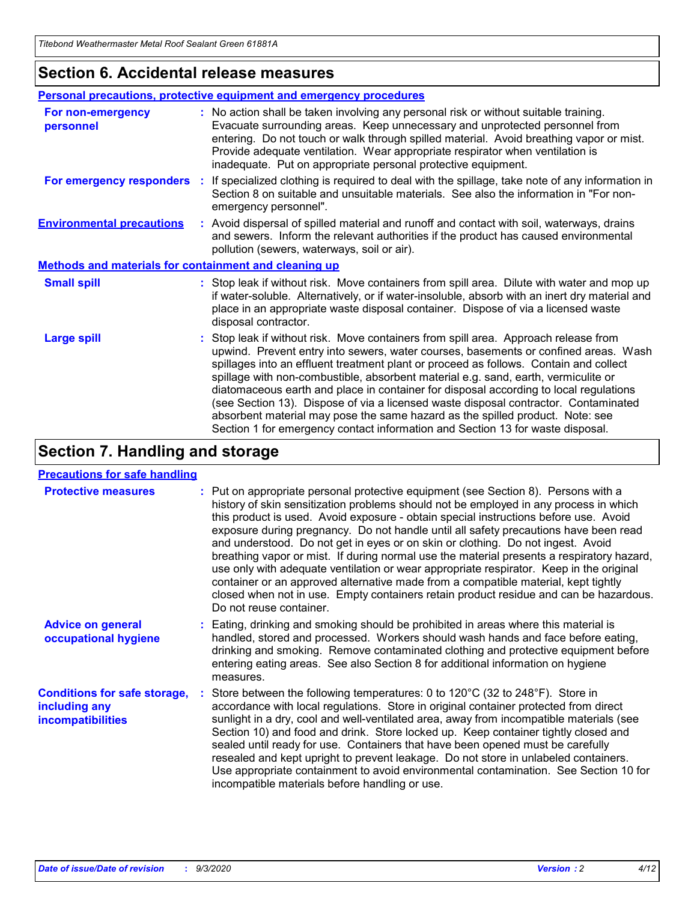## Section 6. Accidental release measures

### Personal precautions, protective equipment and emergency procedures

**For non-emergency personnel** : No action shall be taken involving any personal risk or without suitable training. Evacuate surrounding areas. Keep unnecessary and unprotected personnel from entering. Do not touch or walk through spilled material. Avoid breathing vapor or mist. Provide adequate ventilation. Wear appropriate respirator when ventilation is inadequate. Put on appropriate personal protective equipment.

**For emergency responders** : If specialized clothing is required to deal with the spillage, take note of any information in Section 8 on suitable and unsuitable materials. See also the information in "For non-emergency personnel".

**Environmental precautions** : Avoid dispersal of spilled material and runoff and contact with soil, waterways, drains and sewers. Inform the relevant authorities if the product has caused environmental pollution (sewers, waterways, soil or air).

### Methods and materials for containment and cleaning up

**Small spill** : Stop leak if without risk. Move containers from spill area. Dilute with water and mop up if water-soluble. Alternatively, or if water-insoluble, absorb with an inert dry material and place in an appropriate waste disposal container. Dispose of via a licensed waste disposal contractor.

**Large spill** : Stop leak if without risk. Move containers from spill area. Approach release from upwind. Prevent entry into sewers, water courses, basements or confined areas. Wash spillages into an effluent treatment plant or proceed as follows. Contain and collect spillage with non-combustible, absorbent material e.g. sand, earth, vermiculite or diatomaceous earth and place in container for disposal according to local regulations (see Section 13). Dispose of via a licensed waste disposal contractor. Contaminated absorbent material may pose the same hazard as the spilled product. Note: see Section 1 for emergency contact information and Section 13 for waste disposal.

## Section 7. Handling and storage

### Precautions for safe handling

**Protective measures** : Put on appropriate personal protective equipment (see Section 8). Persons with a history of skin sensitization problems should not be employed in any process in which this product is used. Avoid exposure - obtain special instructions before use. Avoid exposure during pregnancy. Do not handle until all safety precautions have been read and understood. Do not get in eyes or on skin or clothing. Do not ingest. Avoid breathing vapor or mist. If during normal use the material presents a respiratory hazard, use only with adequate ventilation or wear appropriate respirator. Keep in the original container or an approved alternative made from a compatible material, kept tightly closed when not in use. Empty containers retain product residue and can be hazardous. Do not reuse container.

**Advice on general occupational hygiene** : Eating, drinking and smoking should be prohibited in areas where this material is handled, stored and processed. Workers should wash hands and face before eating, drinking and smoking. Remove contaminated clothing and protective equipment before entering eating areas. See also Section 8 for additional information on hygiene measures.

**Conditions for safe storage, including any incompatibilities** : Store between the following temperatures: 0 to 120°C (32 to 248°F). Store in accordance with local regulations. Store in original container protected from direct sunlight in a dry, cool and well-ventilated area, away from incompatible materials (see Section 10) and food and drink. Store locked up. Keep container tightly closed and sealed until ready for use. Containers that have been opened must be carefully resealed and kept upright to prevent leakage. Do not store in unlabeled containers. Use appropriate containment to avoid environmental contamination. See Section 10 for incompatible materials before handling or use.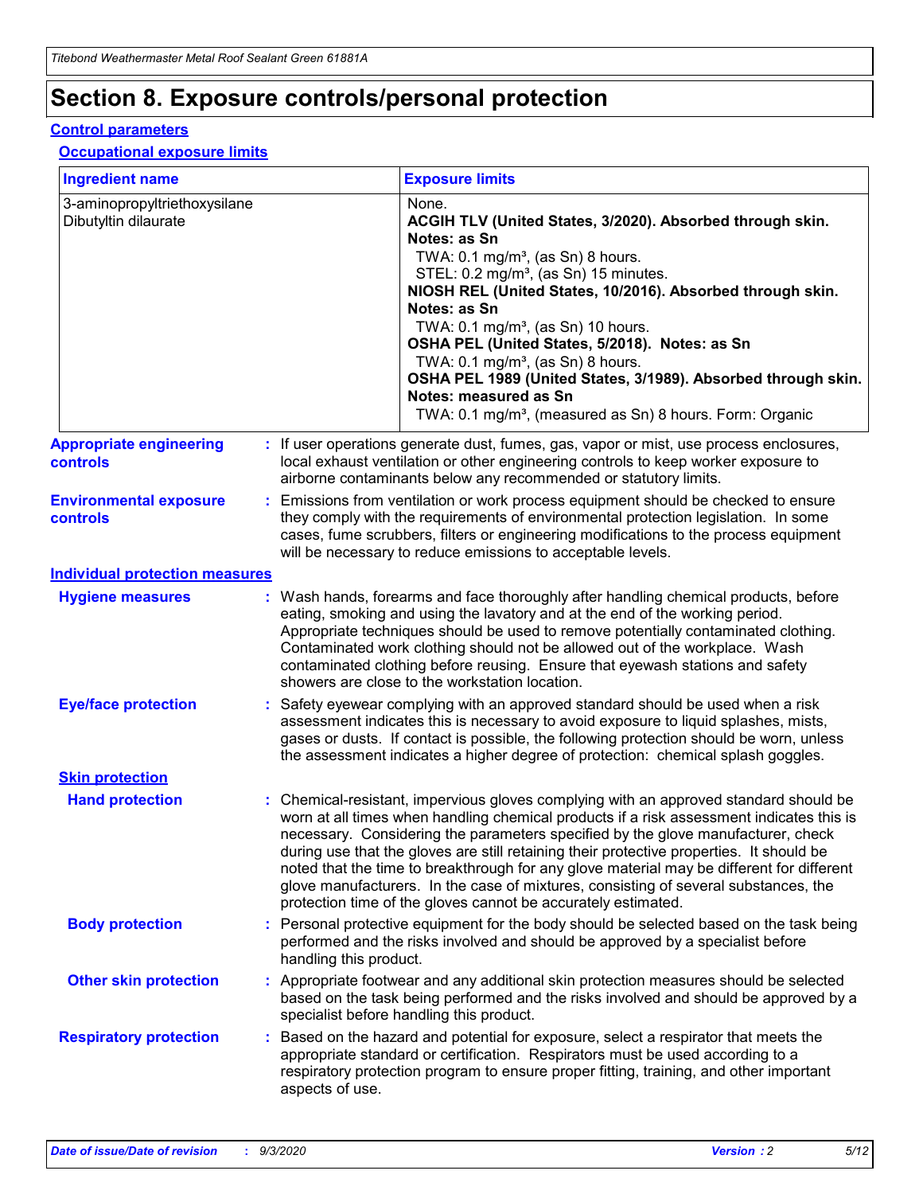# Section 8. Exposure controls/personal protection

## Control parameters

### Occupational exposure limits

| Ingredient name | Exposure limits |
|---|---|
| 3-aminopropyltriethoxysilane | None. |
| Dibutyltin dilaurate | **ACGIH TLV (United States, 3/2020). Absorbed through skin. Notes: as Sn**<br>TWA: 0.1 mg/m³, (as Sn) 8 hours.<br>STEL: 0.2 mg/m³, (as Sn) 15 minutes.<br>**NIOSH REL (United States, 10/2016). Absorbed through skin. Notes: as Sn**<br>TWA: 0.1 mg/m³, (as Sn) 10 hours.<br>**OSHA PEL (United States, 5/2018). Notes: as Sn**<br>TWA: 0.1 mg/m³, (as Sn) 8 hours.<br>**OSHA PEL 1989 (United States, 3/1989). Absorbed through skin. Notes: measured as Sn**<br>TWA: 0.1 mg/m³, (measured as Sn) 8 hours. Form: Organic |

**Appropriate engineering controls** : If user operations generate dust, fumes, gas, vapor or mist, use process enclosures, local exhaust ventilation or other engineering controls to keep worker exposure to airborne contaminants below any recommended or statutory limits.

**Environmental exposure controls** : Emissions from ventilation or work process equipment should be checked to ensure they comply with the requirements of environmental protection legislation. In some cases, fume scrubbers, filters or engineering modifications to the process equipment will be necessary to reduce emissions to acceptable levels.

## Individual protection measures

**Hygiene measures** : Wash hands, forearms and face thoroughly after handling chemical products, before eating, smoking and using the lavatory and at the end of the working period. Appropriate techniques should be used to remove potentially contaminated clothing. Contaminated work clothing should not be allowed out of the workplace. Wash contaminated clothing before reusing. Ensure that eyewash stations and safety showers are close to the workstation location.

**Eye/face protection** : Safety eyewear complying with an approved standard should be used when a risk assessment indicates this is necessary to avoid exposure to liquid splashes, mists, gases or dusts. If contact is possible, the following protection should be worn, unless the assessment indicates a higher degree of protection: chemical splash goggles.

### Skin protection

**Hand protection** : Chemical-resistant, impervious gloves complying with an approved standard should be worn at all times when handling chemical products if a risk assessment indicates this is necessary. Considering the parameters specified by the glove manufacturer, check during use that the gloves are still retaining their protective properties. It should be noted that the time to breakthrough for any glove material may be different for different glove manufacturers. In the case of mixtures, consisting of several substances, the protection time of the gloves cannot be accurately estimated.

**Body protection** : Personal protective equipment for the body should be selected based on the task being performed and the risks involved and should be approved by a specialist before handling this product.

**Other skin protection** : Appropriate footwear and any additional skin protection measures should be selected based on the task being performed and the risks involved and should be approved by a specialist before handling this product.

**Respiratory protection** : Based on the hazard and potential for exposure, select a respirator that meets the appropriate standard or certification. Respirators must be used according to a respiratory protection program to ensure proper fitting, training, and other important aspects of use.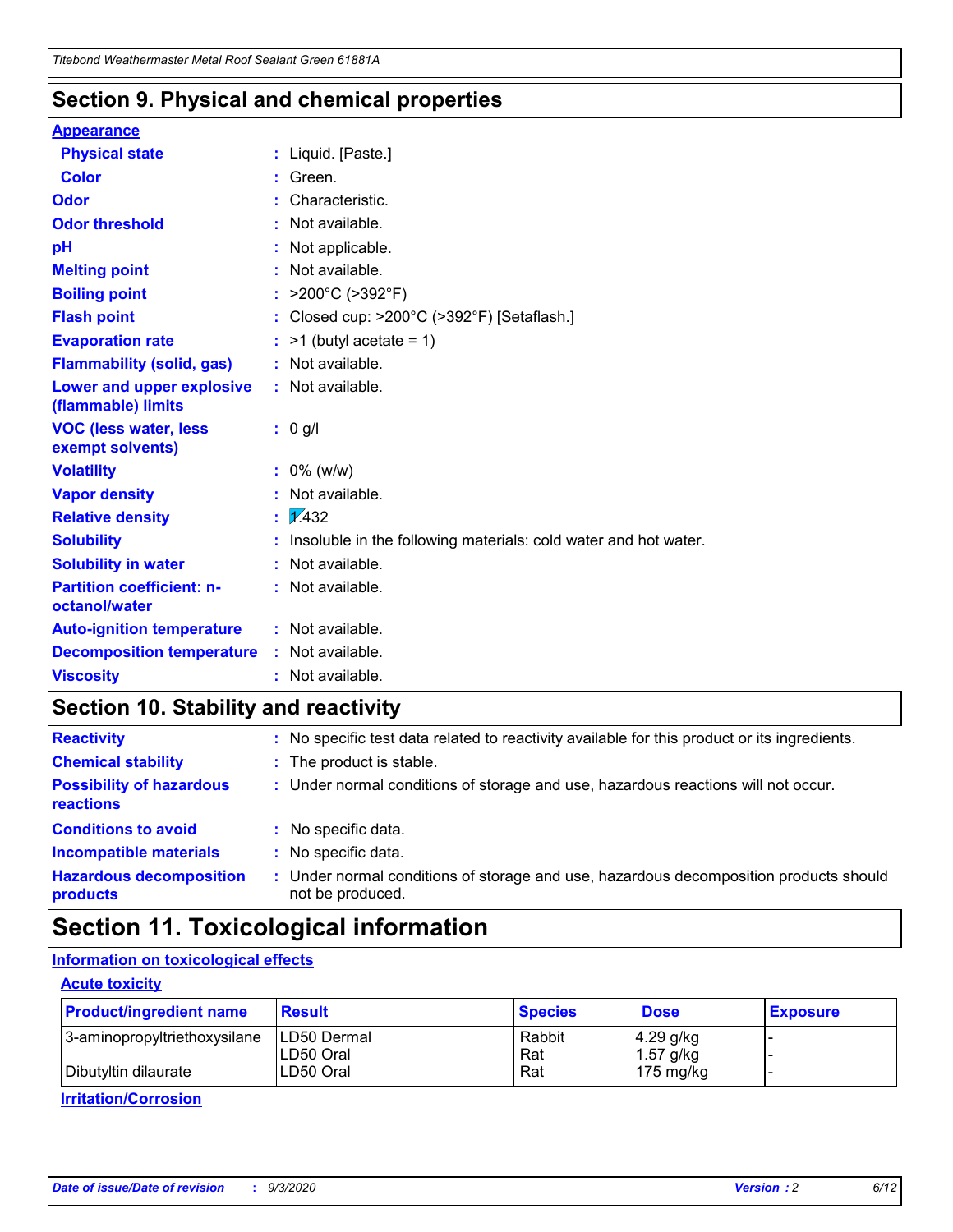## Section 9. Physical and chemical properties

**Appearance**

| | | |
|---|---|---|
| **Physical state** | : | Liquid. [Paste.] |
| **Color** | : | Green. |
| **Odor** | : | Characteristic. |
| **Odor threshold** | : | Not available. |
| **pH** | : | Not applicable. |
| **Melting point** | : | Not available. |
| **Boiling point** | : | >200°C (>392°F) |
| **Flash point** | : | Closed cup: >200°C (>392°F) [Setaflash.] |
| **Evaporation rate** | : | >1 (butyl acetate = 1) |
| **Flammability (solid, gas)** | : | Not available. |
| **Lower and upper explosive (flammable) limits** | : | Not available. |
| **VOC (less water, less exempt solvents)** | : | 0 g/l |
| **Volatility** | : | 0% (w/w) |
| **Vapor density** | : | Not available. |
| **Relative density** | : | 1.432 |
| **Solubility** | : | Insoluble in the following materials: cold water and hot water. |
| **Solubility in water** | : | Not available. |
| **Partition coefficient: n-octanol/water** | : | Not available. |
| **Auto-ignition temperature** | : | Not available. |
| **Decomposition temperature** | : | Not available. |
| **Viscosity** | : | Not available. |

## Section 10. Stability and reactivity

| | | |
|---|---|---|
| **Reactivity** | : | No specific test data related to reactivity available for this product or its ingredients. |
| **Chemical stability** | : | The product is stable. |
| **Possibility of hazardous reactions** | : | Under normal conditions of storage and use, hazardous reactions will not occur. |
| **Conditions to avoid** | : | No specific data. |
| **Incompatible materials** | : | No specific data. |
| **Hazardous decomposition products** | : | Under normal conditions of storage and use, hazardous decomposition products should not be produced. |

## Section 11. Toxicological information

**Information on toxicological effects**

**Acute toxicity**

| Product/ingredient name | Result | Species | Dose | Exposure |
|---|---|---|---|---|
| 3-aminopropyltriethoxysilane | LD50 Dermal | Rabbit | 4.29 g/kg | - |
| | LD50 Oral | Rat | 1.57 g/kg | - |
| Dibutyltin dilaurate | LD50 Oral | Rat | 175 mg/kg | - |

**Irritation/Corrosion**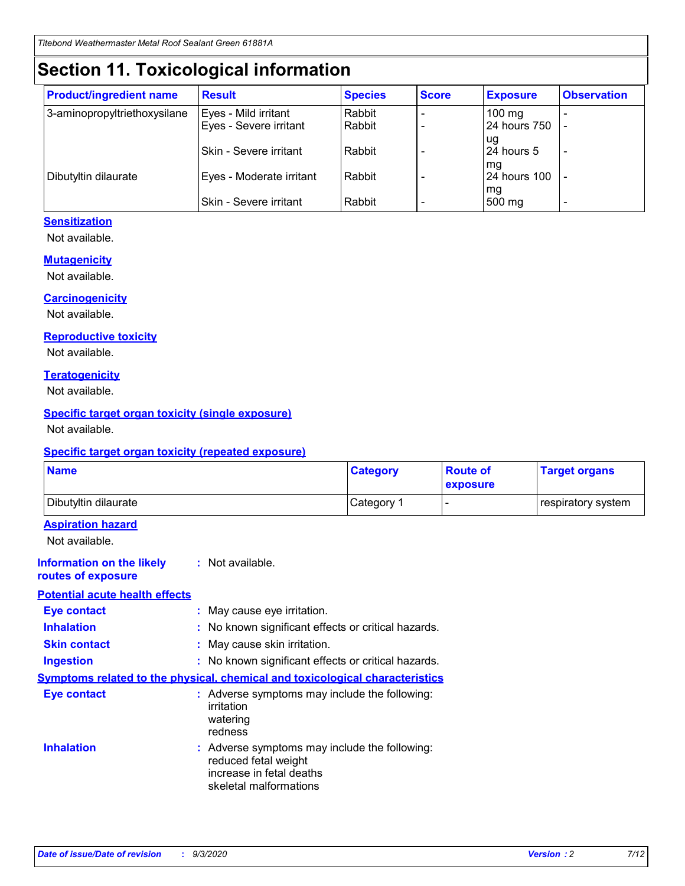# Section 11. Toxicological information

| Product/ingredient name | Result | Species | Score | Exposure | Observation |
| --- | --- | --- | --- | --- | --- |
| 3-aminopropyltriethoxysilane | Eyes - Mild irritant | Rabbit | - | 100 mg | - |
| | Eyes - Severe irritant | Rabbit | - | 24 hours 750 ug | - |
| | Skin - Severe irritant | Rabbit | - | 24 hours 5 mg | - |
| Dibutyltin dilaurate | Eyes - Moderate irritant | Rabbit | - | 24 hours 100 mg | - |
| | Skin - Severe irritant | Rabbit | - | 500 mg | - |

### Sensitization

Not available.

### Mutagenicity

Not available.

### Carcinogenicity

Not available.

### Reproductive toxicity

Not available.

### Teratogenicity

Not available.

### Specific target organ toxicity (single exposure)

Not available.

### Specific target organ toxicity (repeated exposure)

| Name | Category | Route of exposure | Target organs |
| --- | --- | --- | --- |
| Dibutyltin dilaurate | Category 1 | - | respiratory system |

### Aspiration hazard

Not available.

**Information on the likely routes of exposure** : Not available.

### Potential acute health effects

**Eye contact** : May cause eye irritation.

**Inhalation** : No known significant effects or critical hazards.

**Skin contact** : May cause skin irritation.

**Ingestion** : No known significant effects or critical hazards.

### Symptoms related to the physical, chemical and toxicological characteristics

**Eye contact** : Adverse symptoms may include the following:
irritation
watering
redness

**Inhalation** : Adverse symptoms may include the following:
reduced fetal weight
increase in fetal deaths
skeletal malformations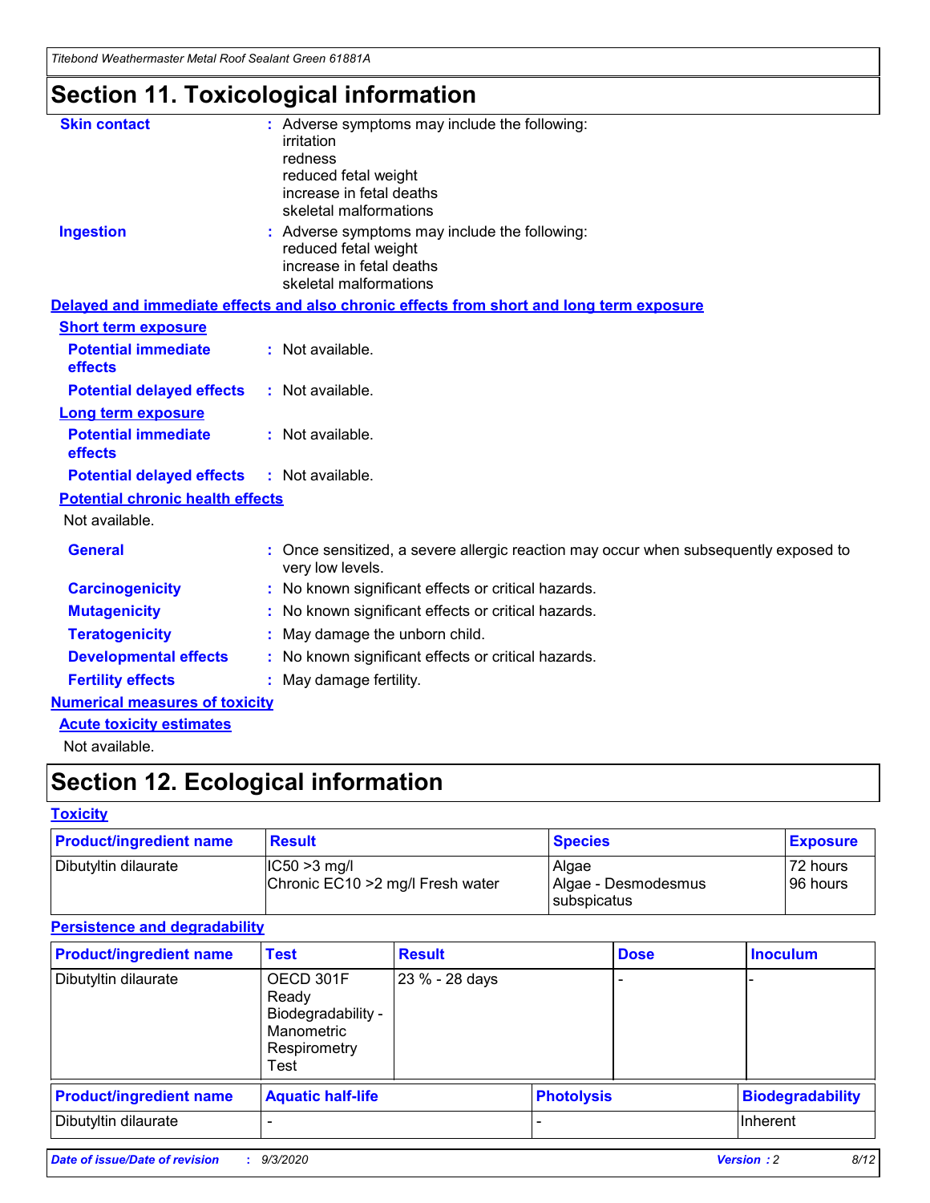# Section 11. Toxicological information

**Skin contact** : Adverse symptoms may include the following:
irritation
redness
reduced fetal weight
increase in fetal deaths
skeletal malformations

**Ingestion** : Adverse symptoms may include the following:
reduced fetal weight
increase in fetal deaths
skeletal malformations

## Delayed and immediate effects and also chronic effects from short and long term exposure

### Short term exposure

**Potential immediate effects** : Not available.

**Potential delayed effects** : Not available.

### Long term exposure

**Potential immediate effects** : Not available.

**Potential delayed effects** : Not available.

### Potential chronic health effects

Not available.

**General** : Once sensitized, a severe allergic reaction may occur when subsequently exposed to very low levels.

**Carcinogenicity** : No known significant effects or critical hazards.

**Mutagenicity** : No known significant effects or critical hazards.

**Teratogenicity** : May damage the unborn child.

**Developmental effects** : No known significant effects or critical hazards.

**Fertility effects** : May damage fertility.

## Numerical measures of toxicity

### Acute toxicity estimates

Not available.

# Section 12. Ecological information

## Toxicity

| Product/ingredient name | Result | Species | Exposure |
|---|---|---|---|
| Dibutyltin dilaurate | IC50 >3 mg/l<br>Chronic EC10 >2 mg/l Fresh water | Algae<br>Algae - Desmodesmus subspicatus | 72 hours<br>96 hours |

## Persistence and degradability

| Product/ingredient name | Test | Result | Dose | Inoculum |
|---|---|---|---|---|
| Dibutyltin dilaurate | OECD 301F Ready Biodegradability - Manometric Respirometry Test | 23 % - 28 days | - | - |

| Product/ingredient name | Aquatic half-life | Photolysis | Biodegradability |
|---|---|---|---|
| Dibutyltin dilaurate | - | - | Inherent |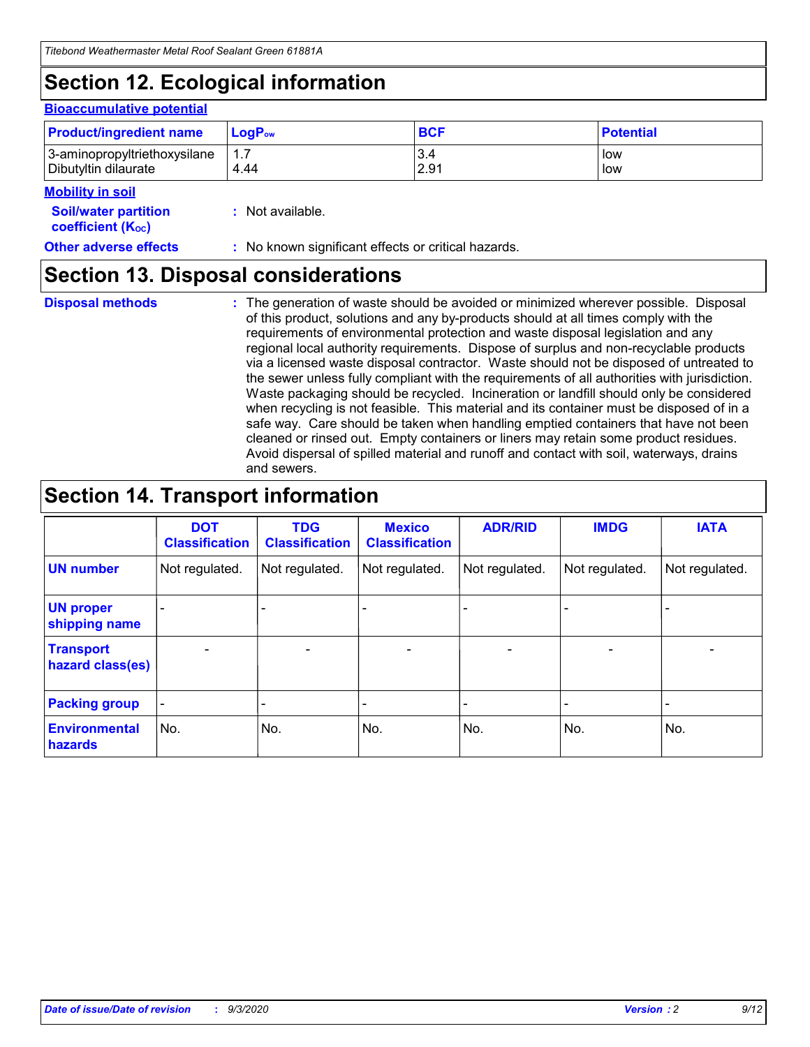## Section 12. Ecological information

### Bioaccumulative potential

| Product/ingredient name | $LogP_{ow}$ | BCF | Potential |
|---|---|---|---|
| 3-aminopropyltriethoxysilane | 1.7 | 3.4 | low |
| Dibutyltin dilaurate | 4.44 | 2.91 | low |

### Mobility in soil

**Soil/water partition coefficient ($K_{OC}$)** : Not available.

**Other adverse effects** : No known significant effects or critical hazards.

## Section 13. Disposal considerations

**Disposal methods** : The generation of waste should be avoided or minimized wherever possible. Disposal of this product, solutions and any by-products should at all times comply with the requirements of environmental protection and waste disposal legislation and any regional local authority requirements. Dispose of surplus and non-recyclable products via a licensed waste disposal contractor. Waste should not be disposed of untreated to the sewer unless fully compliant with the requirements of all authorities with jurisdiction. Waste packaging should be recycled. Incineration or landfill should only be considered when recycling is not feasible. This material and its container must be disposed of in a safe way. Care should be taken when handling emptied containers that have not been cleaned or rinsed out. Empty containers or liners may retain some product residues. Avoid dispersal of spilled material and runoff and contact with soil, waterways, drains and sewers.

## Section 14. Transport information

| | DOT Classification | TDG Classification | Mexico Classification | ADR/RID | IMDG | IATA |
|---|---|---|---|---|---|---|
| UN number | Not regulated. | Not regulated. | Not regulated. | Not regulated. | Not regulated. | Not regulated. |
| UN proper shipping name | - | - | - | - | - | - |
| Transport hazard class(es) | - | - | - | - | - | - |
| Packing group | - | - | - | - | - | - |
| Environmental hazards | No. | No. | No. | No. | No. | No. |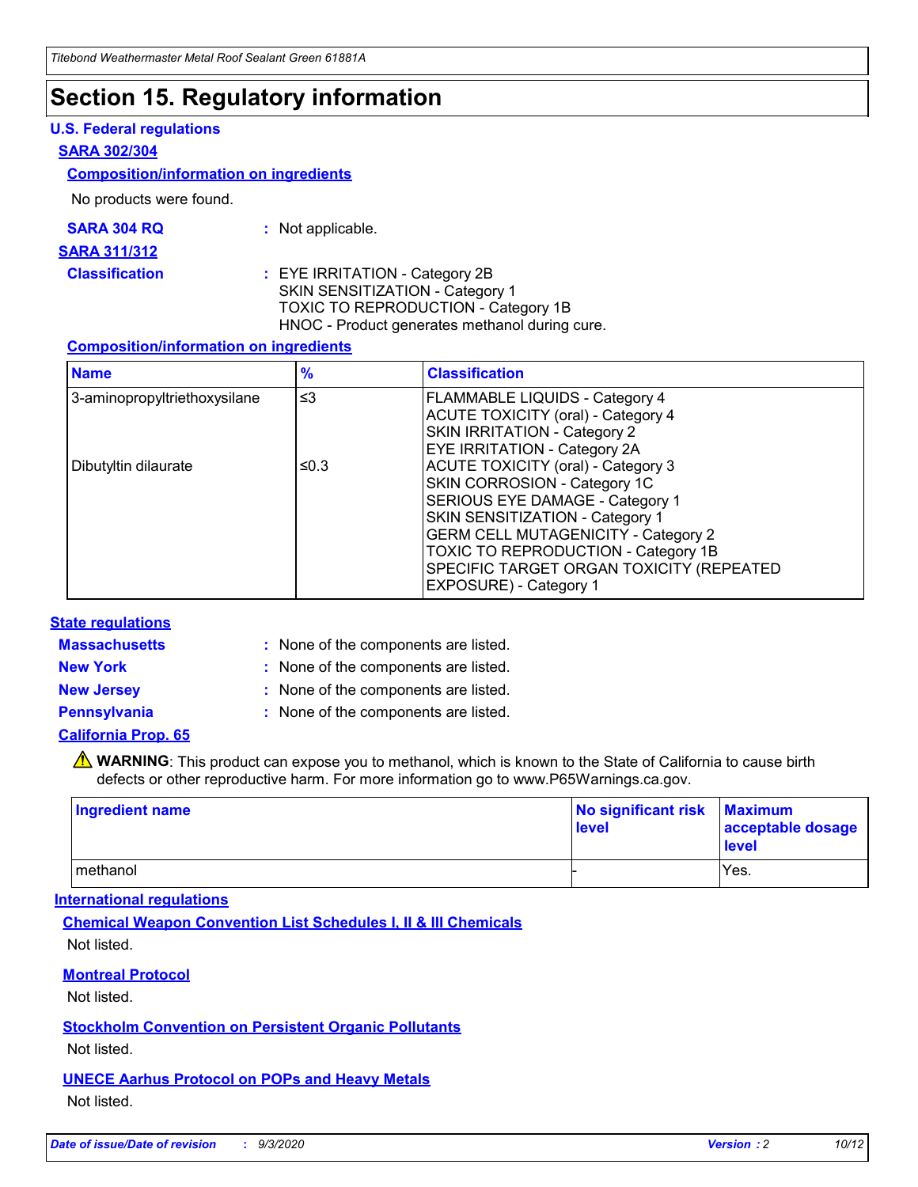# Section 15. Regulatory information

## U.S. Federal regulations

### SARA 302/304

#### Composition/information on ingredients

No products were found.

**SARA 304 RQ** : Not applicable.

### SARA 311/312

**Classification** : EYE IRRITATION - Category 2B
SKIN SENSITIZATION - Category 1
TOXIC TO REPRODUCTION - Category 1B
HNOC - Product generates methanol during cure.

#### Composition/information on ingredients

| Name | % | Classification |
|---|---|---|
| 3-aminopropyltriethoxysilane | ≤3 | FLAMMABLE LIQUIDS - Category 4<br>ACUTE TOXICITY (oral) - Category 4<br>SKIN IRRITATION - Category 2<br>EYE IRRITATION - Category 2A |
| Dibutyltin dilaurate | ≤0.3 | ACUTE TOXICITY (oral) - Category 3<br>SKIN CORROSION - Category 1C<br>SERIOUS EYE DAMAGE - Category 1<br>SKIN SENSITIZATION - Category 1<br>GERM CELL MUTAGENICITY - Category 2<br>TOXIC TO REPRODUCTION - Category 1B<br>SPECIFIC TARGET ORGAN TOXICITY (REPEATED EXPOSURE) - Category 1 |

## State regulations

**Massachusetts** : None of the components are listed.

**New York** : None of the components are listed.

**New Jersey** : None of the components are listed.

**Pennsylvania** : None of the components are listed.

### California Prop. 65

⚠ **WARNING**: This product can expose you to methanol, which is known to the State of California to cause birth defects or other reproductive harm. For more information go to www.P65Warnings.ca.gov.

| Ingredient name | No significant risk level | Maximum acceptable dosage level |
|---|---|---|
| methanol | - | Yes. |

## International regulations

### Chemical Weapon Convention List Schedules I, II & III Chemicals

Not listed.

### Montreal Protocol

Not listed.

### Stockholm Convention on Persistent Organic Pollutants

Not listed.

### UNECE Aarhus Protocol on POPs and Heavy Metals

Not listed.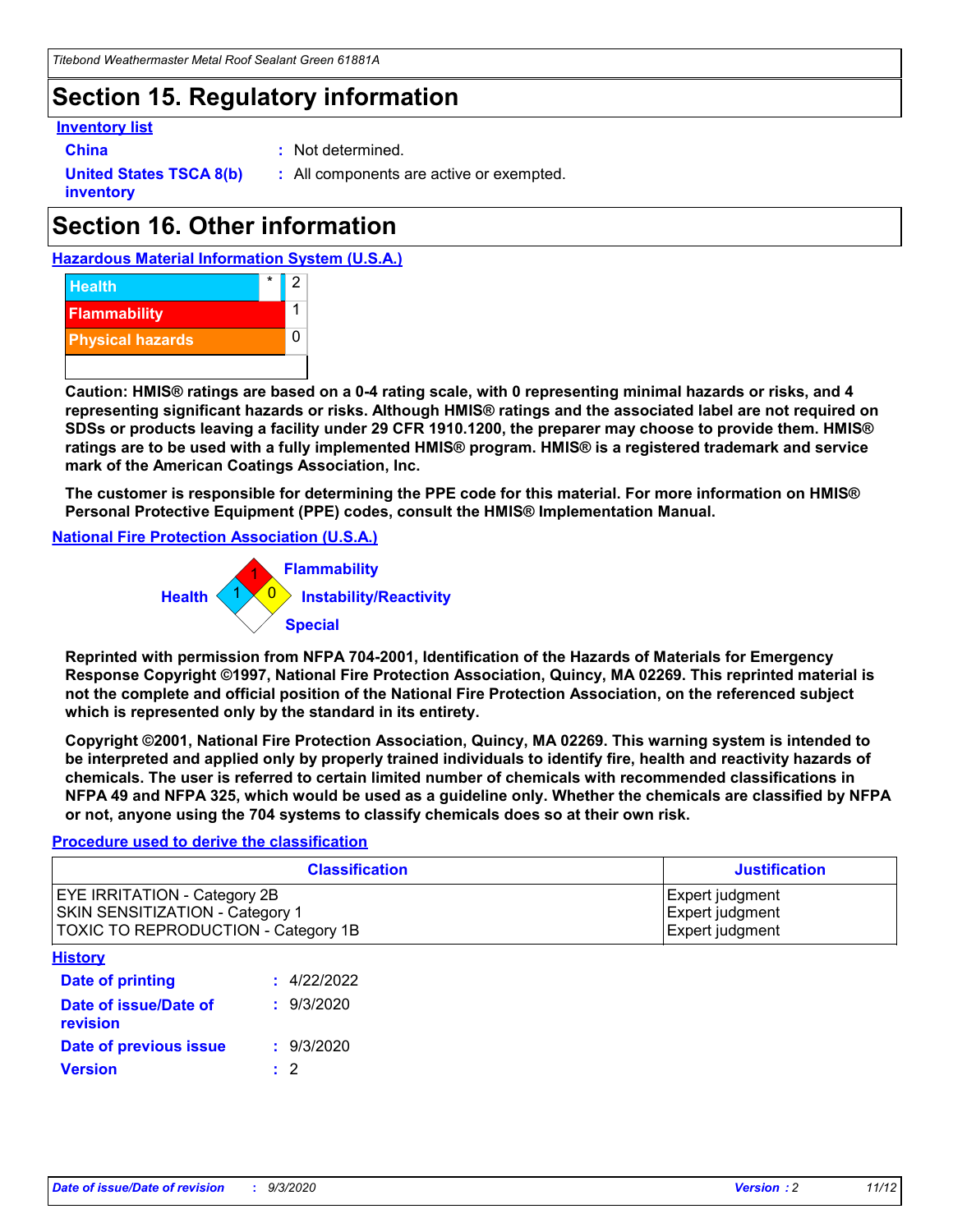# Section 15. Regulatory information

**Inventory list**

**China** : Not determined.

**United States TSCA 8(b) inventory** : All components are active or exempted.

# Section 16. Other information

**Hazardous Material Information System (U.S.A.)**

| | | |
|---|---|---|
| Health | * | 2 |
| Flammability | | 1 |
| Physical hazards | | 0 |

**Caution: HMIS® ratings are based on a 0-4 rating scale, with 0 representing minimal hazards or risks, and 4 representing significant hazards or risks. Although HMIS® ratings and the associated label are not required on SDSs or products leaving a facility under 29 CFR 1910.1200, the preparer may choose to provide them. HMIS® ratings are to be used with a fully implemented HMIS® program. HMIS® is a registered trademark and service mark of the American Coatings Association, Inc.**

**The customer is responsible for determining the PPE code for this material. For more information on HMIS® Personal Protective Equipment (PPE) codes, consult the HMIS® Implementation Manual.**

**National Fire Protection Association (U.S.A.)**

Flammability: 1
Health: 1
Instability/Reactivity: 0
Special:

**Reprinted with permission from NFPA 704-2001, Identification of the Hazards of Materials for Emergency Response Copyright ©1997, National Fire Protection Association, Quincy, MA 02269. This reprinted material is not the complete and official position of the National Fire Protection Association, on the referenced subject which is represented only by the standard in its entirety.**

**Copyright ©2001, National Fire Protection Association, Quincy, MA 02269. This warning system is intended to be interpreted and applied only by properly trained individuals to identify fire, health and reactivity hazards of chemicals. The user is referred to certain limited number of chemicals with recommended classifications in NFPA 49 and NFPA 325, which would be used as a guideline only. Whether the chemicals are classified by NFPA or not, anyone using the 704 systems to classify chemicals does so at their own risk.**

**Procedure used to derive the classification**

| Classification | Justification |
|---|---|
| EYE IRRITATION - Category 2B | Expert judgment |
| SKIN SENSITIZATION - Category 1 | Expert judgment |
| TOXIC TO REPRODUCTION - Category 1B | Expert judgment |

**History**

**Date of printing** : 4/22/2022

**Date of issue/Date of revision** : 9/3/2020

**Date of previous issue** : 9/3/2020

**Version** : 2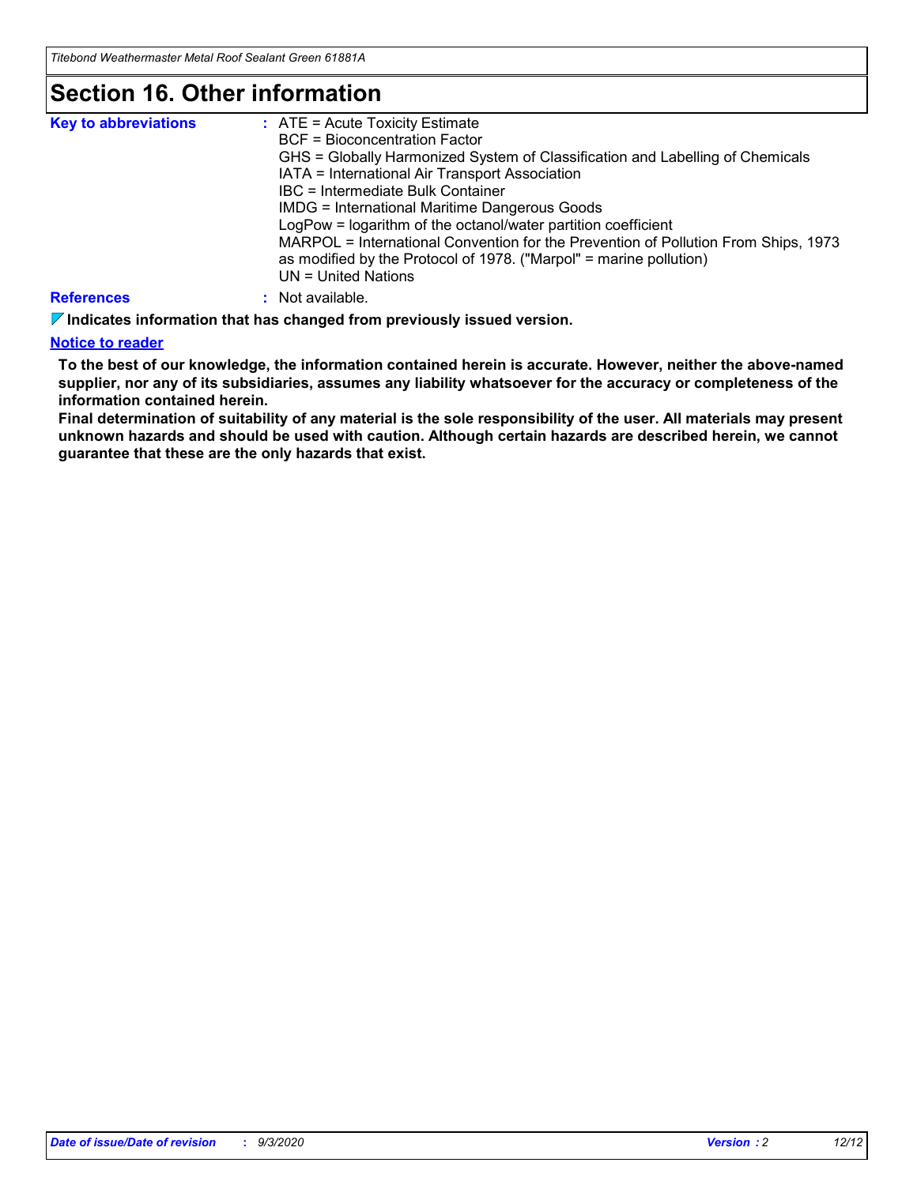# Section 16. Other information

**Key to abbreviations** : ATE = Acute Toxicity Estimate
BCF = Bioconcentration Factor
GHS = Globally Harmonized System of Classification and Labelling of Chemicals
IATA = International Air Transport Association
IBC = Intermediate Bulk Container
IMDG = International Maritime Dangerous Goods
LogPow = logarithm of the octanol/water partition coefficient
MARPOL = International Convention for the Prevention of Pollution From Ships, 1973 as modified by the Protocol of 1978. ("Marpol" = marine pollution)
UN = United Nations

**References** : Not available.

**Indicates information that has changed from previously issued version.**

**Notice to reader**

**To the best of our knowledge, the information contained herein is accurate. However, neither the above-named supplier, nor any of its subsidiaries, assumes any liability whatsoever for the accuracy or completeness of the information contained herein.**

**Final determination of suitability of any material is the sole responsibility of the user. All materials may present unknown hazards and should be used with caution. Although certain hazards are described herein, we cannot guarantee that these are the only hazards that exist.**